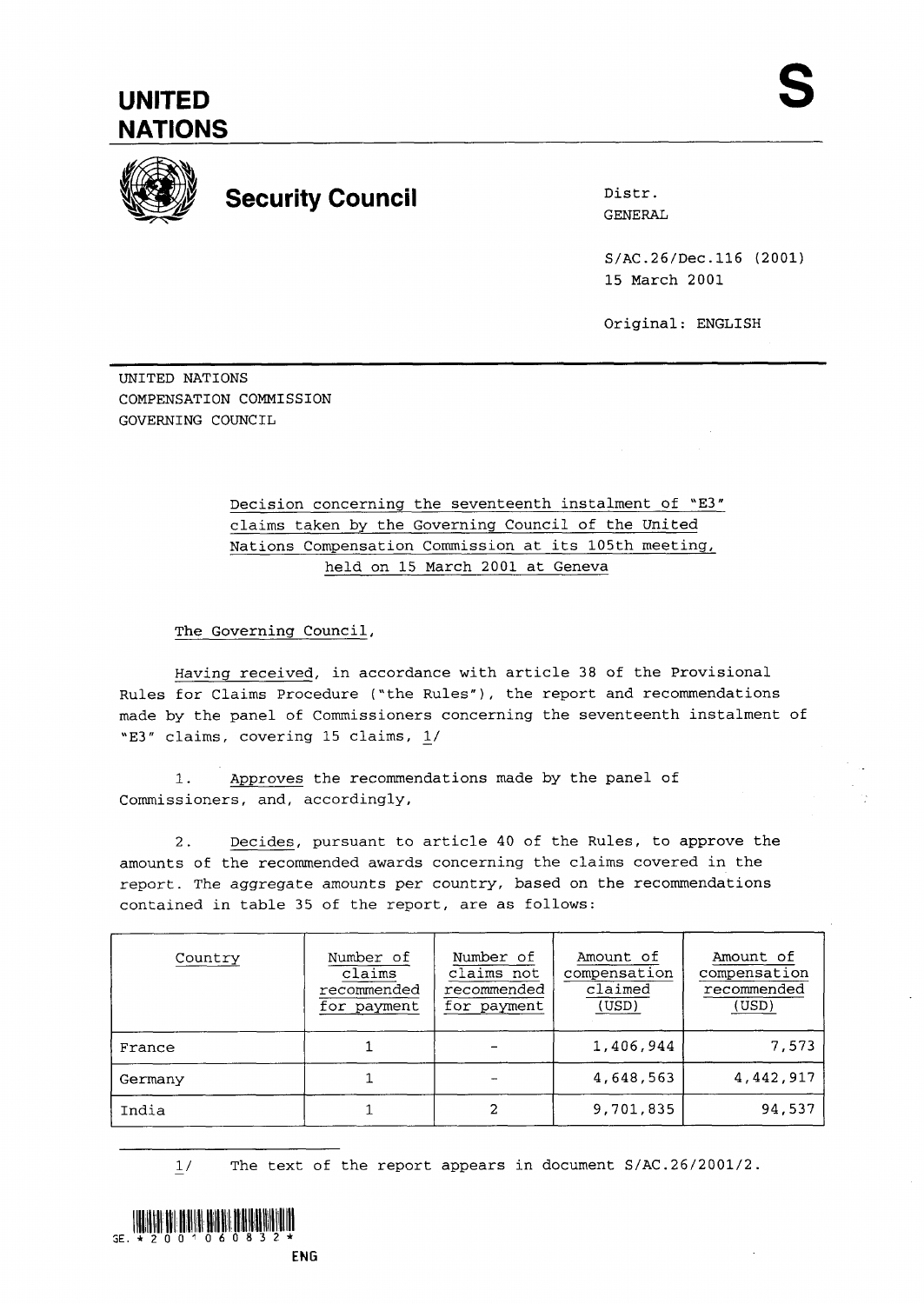# UNITED NATIONS

**S**

## Security Council

Distr.
GENERAL

S/AC.26/Dec.116 (2001)
15 March 2001

Original: ENGLISH

UNITED NATIONS
COMPENSATION COMMISSION
GOVERNING COUNCIL

Decision concerning the seventeenth instalment of "E3" claims taken by the Governing Council of the United Nations Compensation Commission at its 105th meeting, held on 15 March 2001 at Geneva

The Governing Council,

Having received, in accordance with article 38 of the Provisional Rules for Claims Procedure ("the Rules"), the report and recommendations made by the panel of Commissioners concerning the seventeenth instalment of "E3" claims, covering 15 claims, 1/

1. Approves the recommendations made by the panel of Commissioners, and, accordingly,

2. Decides, pursuant to article 40 of the Rules, to approve the amounts of the recommended awards concerning the claims covered in the report. The aggregate amounts per country, based on the recommendations contained in table 35 of the report, are as follows:

| Country | Number of claims recommended for payment | Number of claims not recommended for payment | Amount of compensation claimed (USD) | Amount of compensation recommended (USD) |
|---|---|---|---|---|
| France | 1 | - | 1,406,944 | 7,573 |
| Germany | 1 | - | 4,648,563 | 4,442,917 |
| India | 1 | 2 | 9,701,835 | 94,537 |

1/ The text of the report appears in document S/AC.26/2001/2.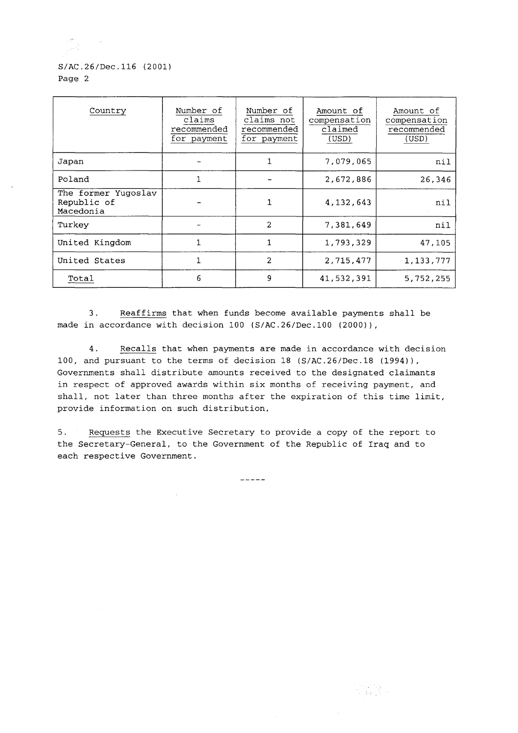| Country | Number of claims recommended for payment | Number of claims not recommended for payment | Amount of compensation claimed (USD) | Amount of compensation recommended (USD) |
|---|---|---|---|---|
| Japan | - | 1 | 7,079,065 | nil |
| Poland | 1 | - | 2,672,886 | 26,346 |
| The former Yugoslav Republic of Macedonia | - | 1 | 4,132,643 | nil |
| Turkey | - | 2 | 7,381,649 | nil |
| United Kingdom | 1 | 1 | 1,793,329 | 47,105 |
| United States | 1 | 2 | 2,715,477 | 1,133,777 |
| Total | 6 | 9 | 41,532,391 | 5,752,255 |

3. Reaffirms that when funds become available payments shall be made in accordance with decision 100 (S/AC.26/Dec.100 (2000)),

4. Recalls that when payments are made in accordance with decision 100, and pursuant to the terms of decision 18 (S/AC.26/Dec.18 (1994)), Governments shall distribute amounts received to the designated claimants in respect of approved awards within six months of receiving payment, and shall, not later than three months after the expiration of this time limit, provide information on such distribution,

5. Requests the Executive Secretary to provide a copy of the report to the Secretary-General, to the Government of the Republic of Iraq and to each respective Government.

-----